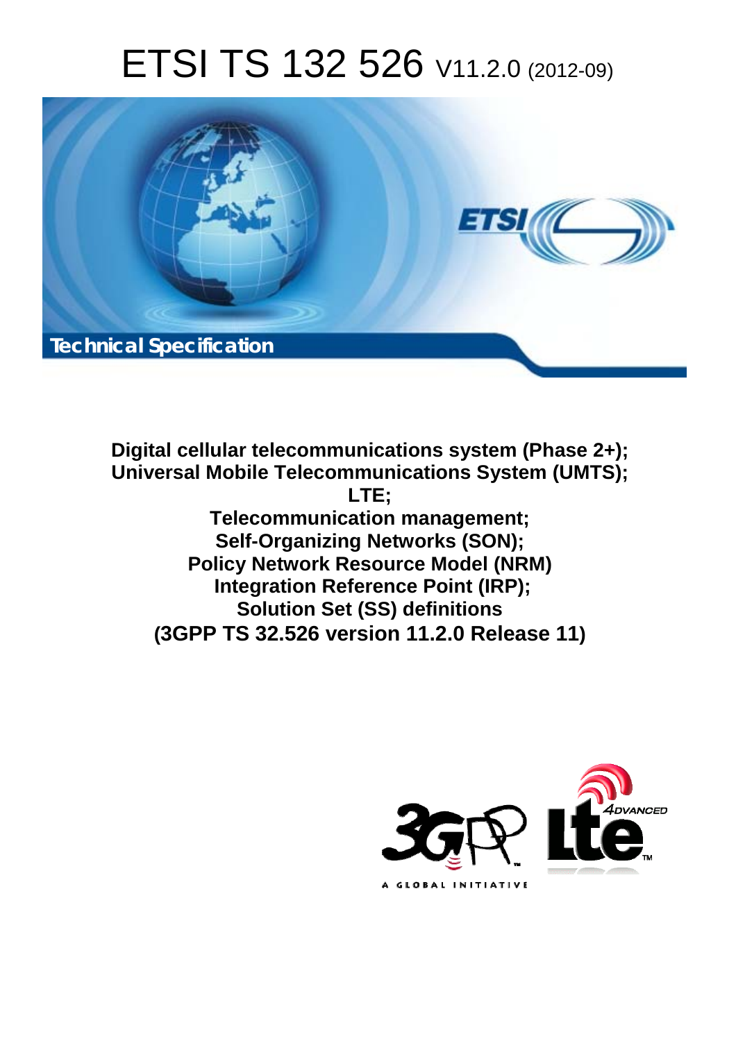# ETSI TS 132 526 V11.2.0 (2012-09)

**Technical Specification**

**Digital cellular telecommunications system (Phase 2+);**
**Universal Mobile Telecommunications System (UMTS);**
**LTE;**
**Telecommunication management;**
**Self-Organizing Networks (SON);**
**Policy Network Resource Model (NRM)**
**Integration Reference Point (IRP);**
**Solution Set (SS) definitions**
**(3GPP TS 32.526 version 11.2.0 Release 11)**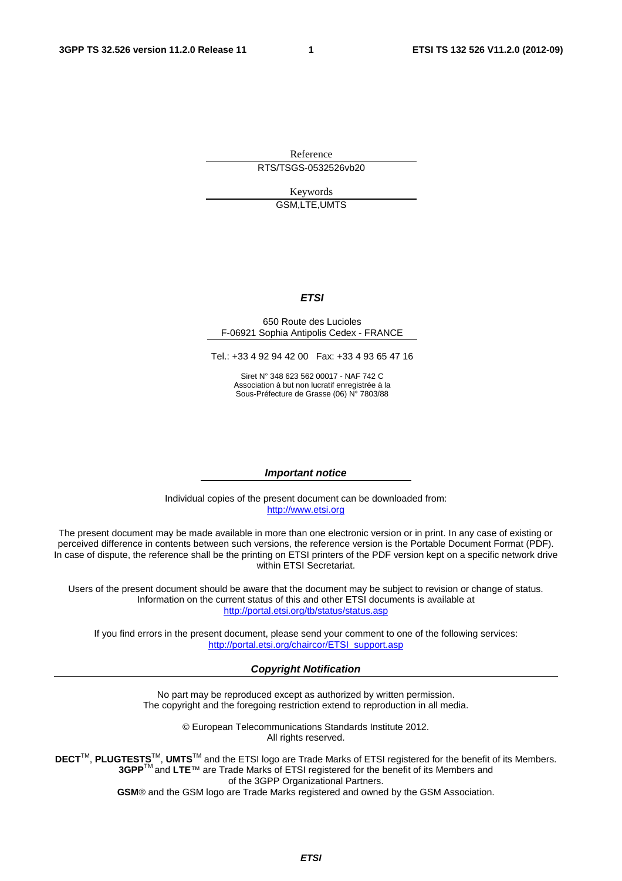Reference

RTS/TSGS-0532526vb20

Keywords

GSM,LTE,UMTS

***ETSI***

650 Route des Lucioles
F-06921 Sophia Antipolis Cedex - FRANCE

Tel.: +33 4 92 94 42 00 Fax: +33 4 93 65 47 16

Siret N° 348 623 562 00017 - NAF 742 C
Association à but non lucratif enregistrée à la
Sous-Préfecture de Grasse (06) N° 7803/88

***Important notice***

Individual copies of the present document can be downloaded from:
http://www.etsi.org

The present document may be made available in more than one electronic version or in print. In any case of existing or perceived difference in contents between such versions, the reference version is the Portable Document Format (PDF). In case of dispute, the reference shall be the printing on ETSI printers of the PDF version kept on a specific network drive within ETSI Secretariat.

Users of the present document should be aware that the document may be subject to revision or change of status. Information on the current status of this and other ETSI documents is available at
http://portal.etsi.org/tb/status/status.asp

If you find errors in the present document, please send your comment to one of the following services:
http://portal.etsi.org/chaircor/ETSI_support.asp

***Copyright Notification***

No part may be reproduced except as authorized by written permission.
The copyright and the foregoing restriction extend to reproduction in all media.

© European Telecommunications Standards Institute 2012.
All rights reserved.

**DECT**™, **PLUGTESTS**™, **UMTS**™ and the ETSI logo are Trade Marks of ETSI registered for the benefit of its Members.
**3GPP**™ and **LTE**™ are Trade Marks of ETSI registered for the benefit of its Members and
of the 3GPP Organizational Partners.
**GSM**® and the GSM logo are Trade Marks registered and owned by the GSM Association.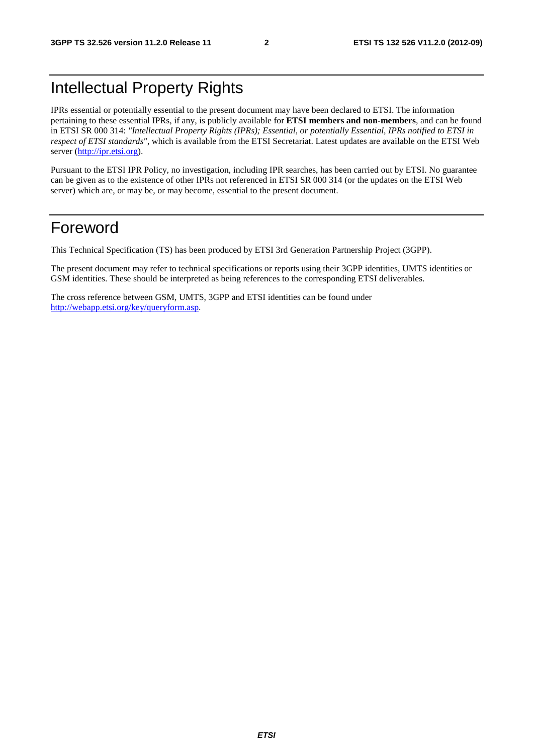# Intellectual Property Rights

IPRs essential or potentially essential to the present document may have been declared to ETSI. The information pertaining to these essential IPRs, if any, is publicly available for **ETSI members and non-members**, and can be found in ETSI SR 000 314: *"Intellectual Property Rights (IPRs); Essential, or potentially Essential, IPRs notified to ETSI in respect of ETSI standards"*, which is available from the ETSI Secretariat. Latest updates are available on the ETSI Web server (http://ipr.etsi.org).

Pursuant to the ETSI IPR Policy, no investigation, including IPR searches, has been carried out by ETSI. No guarantee can be given as to the existence of other IPRs not referenced in ETSI SR 000 314 (or the updates on the ETSI Web server) which are, or may be, or may become, essential to the present document.

# Foreword

This Technical Specification (TS) has been produced by ETSI 3rd Generation Partnership Project (3GPP).

The present document may refer to technical specifications or reports using their 3GPP identities, UMTS identities or GSM identities. These should be interpreted as being references to the corresponding ETSI deliverables.

The cross reference between GSM, UMTS, 3GPP and ETSI identities can be found under http://webapp.etsi.org/key/queryform.asp.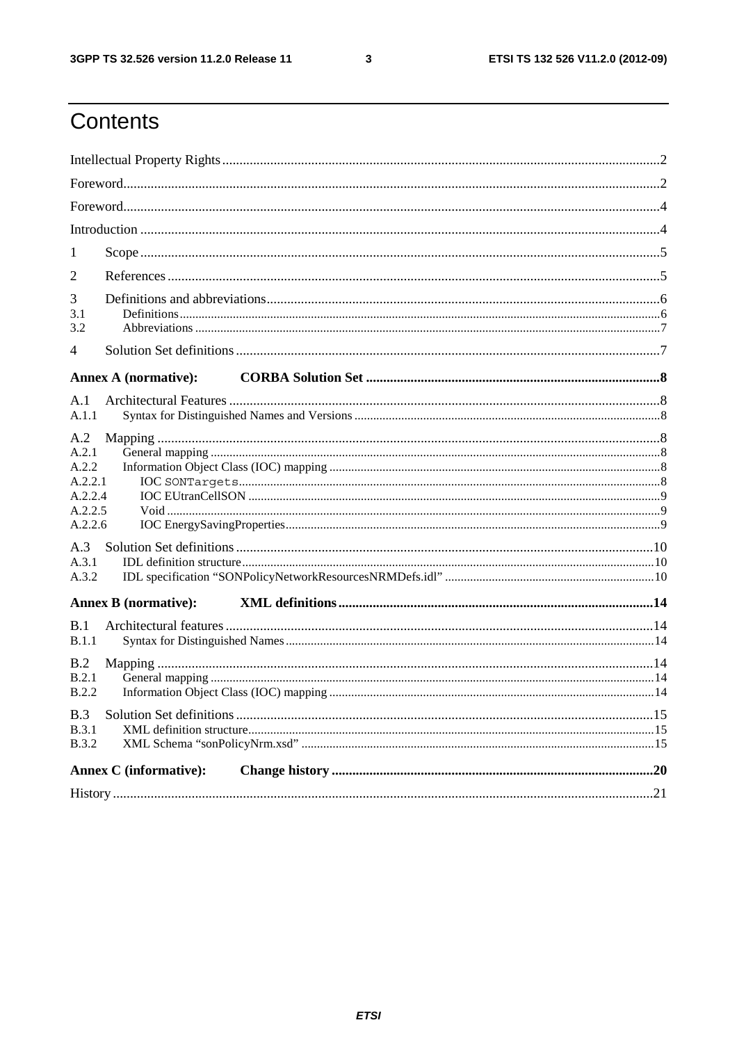# Contents

Intellectual Property Rights ........................................................................................................................2

Foreword........................................................................................................................................................2

Foreword........................................................................................................................................................4

Introduction ..................................................................................................................................................4

1 Scope ........................................................................................................................................................5

2 References ................................................................................................................................................5

3 Definitions and abbreviations.................................................................................................................6

3.1 Definitions ..............................................................................................................................................6

3.2 Abbreviations .........................................................................................................................................7

4 Solution Set definitions ............................................................................................................................7

**Annex A (normative): CORBA Solution Set ......................................................................................8**

A.1 Architectural Features ............................................................................................................................8

A.1.1 Syntax for Distinguished Names and Versions .................................................................................8

A.2 Mapping ..................................................................................................................................................8

A.2.1 General mapping ..................................................................................................................................8

A.2.2 Information Object Class (IOC) mapping .........................................................................................8

A.2.2.1 IOC `SONTargets`..................................................................................................................................8

A.2.2.4 IOC EUtranCellSON ...........................................................................................................................9

A.2.2.5 Void ......................................................................................................................................................9

A.2.2.6 IOC EnergySavingProperties................................................................................................................9

A.3 Solution Set definitions .........................................................................................................................10

A.3.1 IDL definition structure......................................................................................................................10

A.3.2 IDL specification “SONPolicyNetworkResourcesNRMDefs.idl” ..................................................10

**Annex B (normative): XML definitions ..............................................................................................14**

B.1 Architectural features ...........................................................................................................................14

B.1.1 Syntax for Distinguished Names .......................................................................................................14

B.2 Mapping .................................................................................................................................................14

B.2.1 General mapping .................................................................................................................................14

B.2.2 Information Object Class (IOC) mapping ..........................................................................................14

B.3 Solution Set definitions .........................................................................................................................15

B.3.1 XML definition structure.....................................................................................................................15

B.3.2 XML Schema “sonPolicyNrm.xsd” ....................................................................................................15

**Annex C (informative): Change history ..............................................................................................20**

History ...........................................................................................................................................................21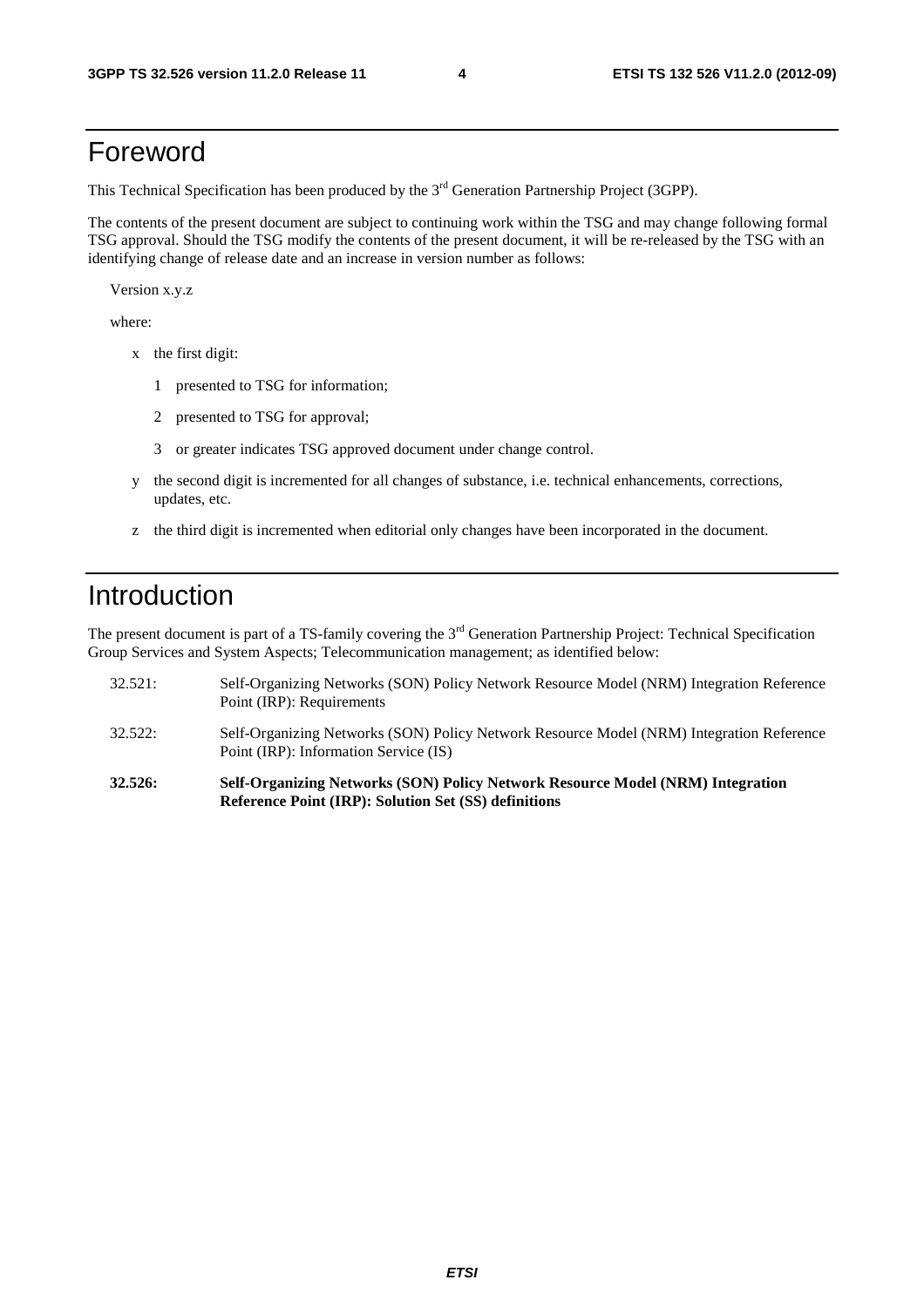# Foreword

This Technical Specification has been produced by the 3rd Generation Partnership Project (3GPP).

The contents of the present document are subject to continuing work within the TSG and may change following formal TSG approval. Should the TSG modify the contents of the present document, it will be re-released by the TSG with an identifying change of release date and an increase in version number as follows:

Version x.y.z

where:

- x the first digit:
  - 1 presented to TSG for information;
  - 2 presented to TSG for approval;
  - 3 or greater indicates TSG approved document under change control.
- y the second digit is incremented for all changes of substance, i.e. technical enhancements, corrections, updates, etc.
- z the third digit is incremented when editorial only changes have been incorporated in the document.

# Introduction

The present document is part of a TS-family covering the 3rd Generation Partnership Project: Technical Specification Group Services and System Aspects; Telecommunication management; as identified below:

32.521: Self-Organizing Networks (SON) Policy Network Resource Model (NRM) Integration Reference Point (IRP): Requirements

32.522: Self-Organizing Networks (SON) Policy Network Resource Model (NRM) Integration Reference Point (IRP): Information Service (IS)

**32.526: Self-Organizing Networks (SON) Policy Network Resource Model (NRM) Integration Reference Point (IRP): Solution Set (SS) definitions**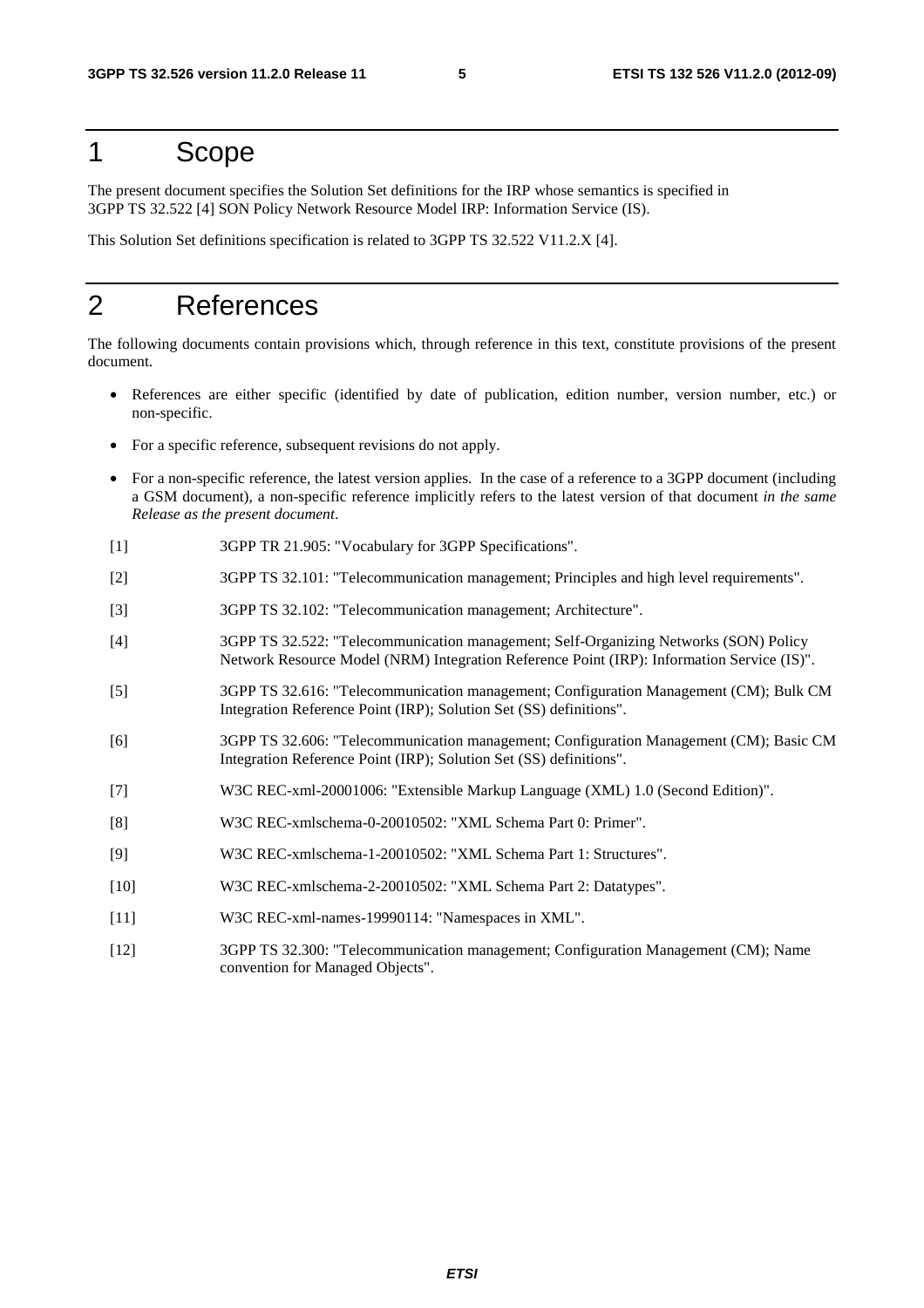# 1 Scope

The present document specifies the Solution Set definitions for the IRP whose semantics is specified in 3GPP TS 32.522 [4] SON Policy Network Resource Model IRP: Information Service (IS).

This Solution Set definitions specification is related to 3GPP TS 32.522 V11.2.X [4].

# 2 References

The following documents contain provisions which, through reference in this text, constitute provisions of the present document.

- References are either specific (identified by date of publication, edition number, version number, etc.) or non-specific.
- For a specific reference, subsequent revisions do not apply.
- For a non-specific reference, the latest version applies. In the case of a reference to a 3GPP document (including a GSM document), a non-specific reference implicitly refers to the latest version of that document *in the same Release as the present document*.

[1] 3GPP TR 21.905: "Vocabulary for 3GPP Specifications".

[2] 3GPP TS 32.101: "Telecommunication management; Principles and high level requirements".

[3] 3GPP TS 32.102: "Telecommunication management; Architecture".

[4] 3GPP TS 32.522: "Telecommunication management; Self-Organizing Networks (SON) Policy Network Resource Model (NRM) Integration Reference Point (IRP): Information Service (IS)".

[5] 3GPP TS 32.616: "Telecommunication management; Configuration Management (CM); Bulk CM Integration Reference Point (IRP); Solution Set (SS) definitions".

[6] 3GPP TS 32.606: "Telecommunication management; Configuration Management (CM); Basic CM Integration Reference Point (IRP); Solution Set (SS) definitions".

[7] W3C REC-xml-20001006: "Extensible Markup Language (XML) 1.0 (Second Edition)".

[8] W3C REC-xmlschema-0-20010502: "XML Schema Part 0: Primer".

[9] W3C REC-xmlschema-1-20010502: "XML Schema Part 1: Structures".

[10] W3C REC-xmlschema-2-20010502: "XML Schema Part 2: Datatypes".

[11] W3C REC-xml-names-19990114: "Namespaces in XML".

[12] 3GPP TS 32.300: "Telecommunication management; Configuration Management (CM); Name convention for Managed Objects".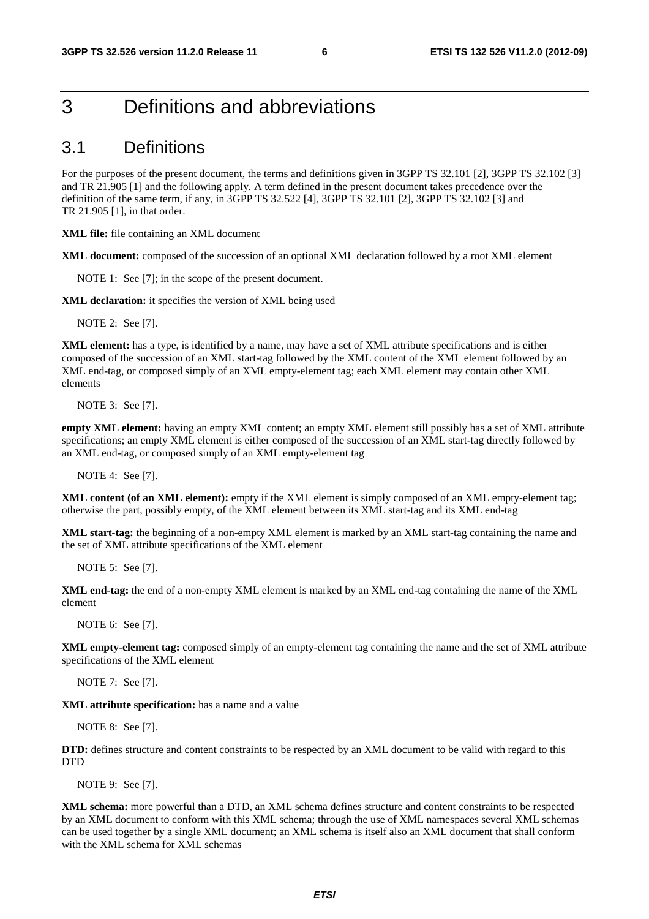# 3 Definitions and abbreviations

## 3.1 Definitions

For the purposes of the present document, the terms and definitions given in 3GPP TS 32.101 [2], 3GPP TS 32.102 [3] and TR 21.905 [1] and the following apply. A term defined in the present document takes precedence over the definition of the same term, if any, in 3GPP TS 32.522 [4], 3GPP TS 32.101 [2], 3GPP TS 32.102 [3] and TR 21.905 [1], in that order.

**XML file:** file containing an XML document

**XML document:** composed of the succession of an optional XML declaration followed by a root XML element

NOTE 1: See [7]; in the scope of the present document.

**XML declaration:** it specifies the version of XML being used

NOTE 2: See [7].

**XML element:** has a type, is identified by a name, may have a set of XML attribute specifications and is either composed of the succession of an XML start-tag followed by the XML content of the XML element followed by an XML end-tag, or composed simply of an XML empty-element tag; each XML element may contain other XML elements

NOTE 3: See [7].

**empty XML element:** having an empty XML content; an empty XML element still possibly has a set of XML attribute specifications; an empty XML element is either composed of the succession of an XML start-tag directly followed by an XML end-tag, or composed simply of an XML empty-element tag

NOTE 4: See [7].

**XML content (of an XML element):** empty if the XML element is simply composed of an XML empty-element tag; otherwise the part, possibly empty, of the XML element between its XML start-tag and its XML end-tag

**XML start-tag:** the beginning of a non-empty XML element is marked by an XML start-tag containing the name and the set of XML attribute specifications of the XML element

NOTE 5: See [7].

**XML end-tag:** the end of a non-empty XML element is marked by an XML end-tag containing the name of the XML element

NOTE 6: See [7].

**XML empty-element tag:** composed simply of an empty-element tag containing the name and the set of XML attribute specifications of the XML element

NOTE 7: See [7].

**XML attribute specification:** has a name and a value

NOTE 8: See [7].

**DTD:** defines structure and content constraints to be respected by an XML document to be valid with regard to this DTD

NOTE 9: See [7].

**XML schema:** more powerful than a DTD, an XML schema defines structure and content constraints to be respected by an XML document to conform with this XML schema; through the use of XML namespaces several XML schemas can be used together by a single XML document; an XML schema is itself also an XML document that shall conform with the XML schema for XML schemas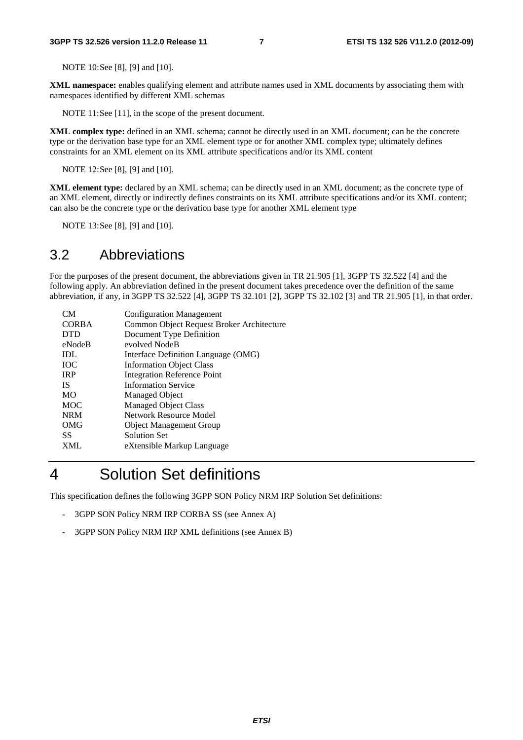NOTE 10: See [8], [9] and [10].

**XML namespace:** enables qualifying element and attribute names used in XML documents by associating them with namespaces identified by different XML schemas

NOTE 11: See [11], in the scope of the present document.

**XML complex type:** defined in an XML schema; cannot be directly used in an XML document; can be the concrete type or the derivation base type for an XML element type or for another XML complex type; ultimately defines constraints for an XML element on its XML attribute specifications and/or its XML content

NOTE 12: See [8], [9] and [10].

**XML element type:** declared by an XML schema; can be directly used in an XML document; as the concrete type of an XML element, directly or indirectly defines constraints on its XML attribute specifications and/or its XML content; can also be the concrete type or the derivation base type for another XML element type

NOTE 13: See [8], [9] and [10].

## 3.2 Abbreviations

For the purposes of the present document, the abbreviations given in TR 21.905 [1], 3GPP TS 32.522 [4] and the following apply. An abbreviation defined in the present document takes precedence over the definition of the same abbreviation, if any, in 3GPP TS 32.522 [4], 3GPP TS 32.101 [2], 3GPP TS 32.102 [3] and TR 21.905 [1], in that order.

| | |
|---|---|
| CM | Configuration Management |
| CORBA | Common Object Request Broker Architecture |
| DTD | Document Type Definition |
| eNodeB | evolved NodeB |
| IDL | Interface Definition Language (OMG) |
| IOC | Information Object Class |
| IRP | Integration Reference Point |
| IS | Information Service |
| MO | Managed Object |
| MOC | Managed Object Class |
| NRM | Network Resource Model |
| OMG | Object Management Group |
| SS | Solution Set |
| XML | eXtensible Markup Language |

# 4 Solution Set definitions

This specification defines the following 3GPP SON Policy NRM IRP Solution Set definitions:

- 3GPP SON Policy NRM IRP CORBA SS (see Annex A)
- 3GPP SON Policy NRM IRP XML definitions (see Annex B)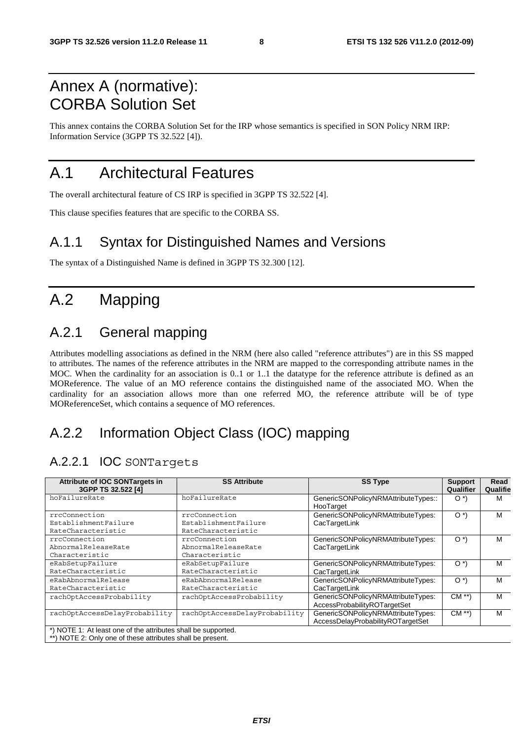# Annex A (normative): CORBA Solution Set

This annex contains the CORBA Solution Set for the IRP whose semantics is specified in SON Policy NRM IRP: Information Service (3GPP TS 32.522 [4]).

# A.1 Architectural Features

The overall architectural feature of CS IRP is specified in 3GPP TS 32.522 [4].

This clause specifies features that are specific to the CORBA SS.

## A.1.1 Syntax for Distinguished Names and Versions

The syntax of a Distinguished Name is defined in 3GPP TS 32.300 [12].

# A.2 Mapping

## A.2.1 General mapping

Attributes modelling associations as defined in the NRM (here also called "reference attributes") are in this SS mapped to attributes. The names of the reference attributes in the NRM are mapped to the corresponding attribute names in the MOC. When the cardinality for an association is 0..1 or 1..1 the datatype for the reference attribute is defined as an MOReference. The value of an MO reference contains the distinguished name of the associated MO. When the cardinality for an association allows more than one referred MO, the reference attribute will be of type MOReferenceSet, which contains a sequence of MO references.

## A.2.2 Information Object Class (IOC) mapping

### A.2.2.1 IOC SONTargets

| Attribute of IOC SONTargets in 3GPP TS 32.522 [4] | SS Attribute | SS Type | Support Qualifier | Read Qualifie |
|---|---|---|---|---|
| hoFailureRate | hoFailureRate | GenericSONPolicyNRMAttributeTypes:: HooTarget | O *) | M |
| rrcConnection EstablishmentFailure RateCharacteristic | rrcConnection EstablishmentFailure RateCharacteristic | GenericSONPolicyNRMAttributeTypes: CacTargetLink | O *) | M |
| rrcConnection AbnormalReleaseRate Characteristic | rrcConnection AbnormalReleaseRate Characteristic | GenericSONPolicyNRMAttributeTypes: CacTargetLink | O *) | M |
| eRabSetupFailure RateCharacteristic | eRabSetupFailure RateCharacteristic | GenericSONPolicyNRMAttributeTypes: CacTargetLink | O *) | M |
| eRabAbnormalRelease RateCharacteristic | eRabAbnormalRelease RateCharacteristic | GenericSONPolicyNRMAttributeTypes: CacTargetLink | O *) | M |
| rachOptAccessProbability | rachOptAccessProbability | GenericSONPolicyNRMAttributeTypes: AccessProbabilityROTargetSet | CM **) | M |
| rachOptAccessDelayProbability | rachOptAccessDelayProbability | GenericSONPolicyNRMAttributeTypes: AccessDelayProbabilityROTargetSet | CM **) | M |
| *) NOTE 1: At least one of the attributes shall be supported. **) NOTE 2: Only one of these attributes shall be present. | | | | |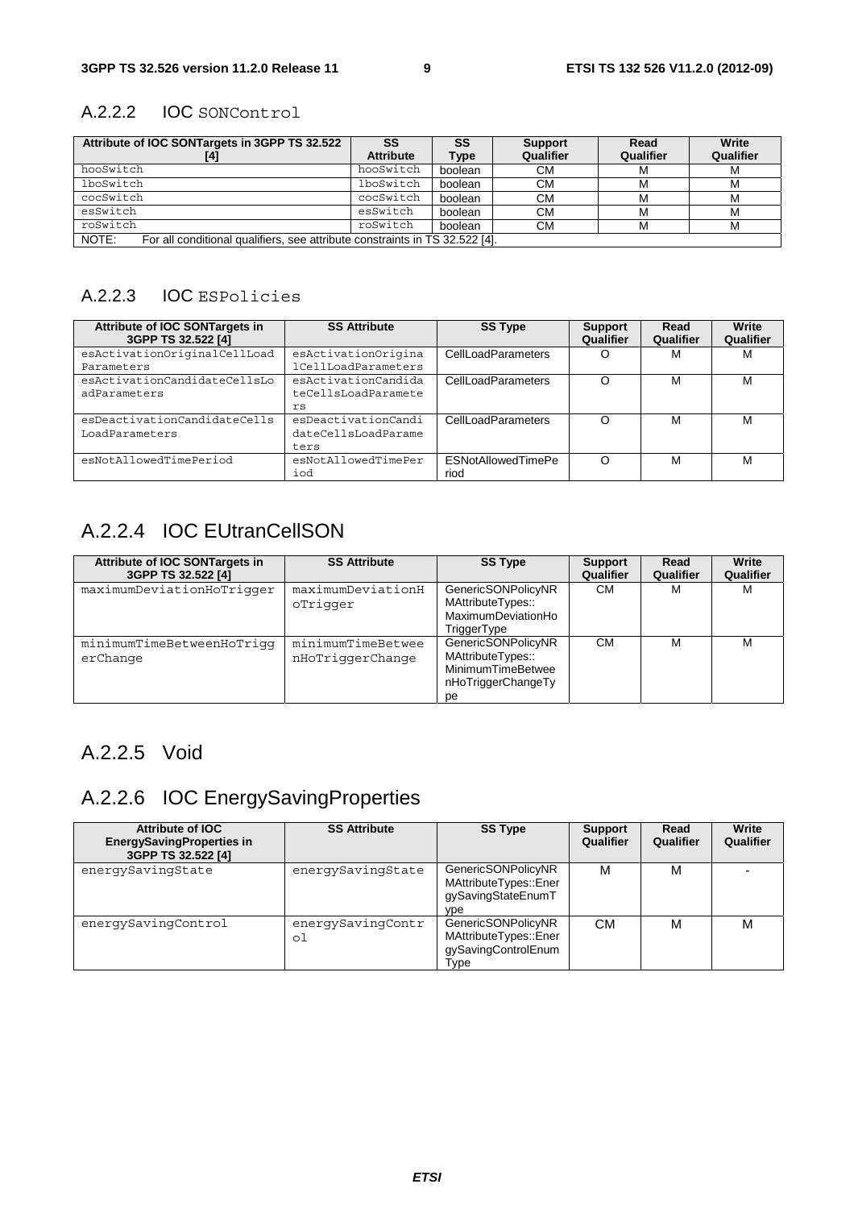### A.2.2.2 IOC SONControl

| Attribute of IOC SONTargets in 3GPP TS 32.522 [4] | SS Attribute | SS Type | Support Qualifier | Read Qualifier | Write Qualifier |
|---|---|---|---|---|---|
| hooSwitch | hooSwitch | boolean | CM | M | M |
| lboSwitch | lboSwitch | boolean | CM | M | M |
| cocSwitch | cocSwitch | boolean | CM | M | M |
| esSwitch | esSwitch | boolean | CM | M | M |
| roSwitch | roSwitch | boolean | CM | M | M |
| NOTE: For all conditional qualifiers, see attribute constraints in TS 32.522 [4]. | | | | | |

### A.2.2.3 IOC ESPolicies

| Attribute of IOC SONTargets in 3GPP TS 32.522 [4] | SS Attribute | SS Type | Support Qualifier | Read Qualifier | Write Qualifier |
|---|---|---|---|---|---|
| esActivationOriginalCellLoadParameters | esActivationOriginalCellLoadParameters | CellLoadParameters | O | M | M |
| esActivationCandidateCellsLoadParameters | esActivationCandidateCellsLoadParameters | CellLoadParameters | O | M | M |
| esDeactivationCandidateCellsLoadParameters | esDeactivationCandidateCellsLoadParameters | CellLoadParameters | O | M | M |
| esNotAllowedTimePeriod | esNotAllowedTimePeriod | ESNotAllowedTimePeriod | O | M | M |

## A.2.2.4 IOC EUtranCellSON

| Attribute of IOC SONTargets in 3GPP TS 32.522 [4] | SS Attribute | SS Type | Support Qualifier | Read Qualifier | Write Qualifier |
|---|---|---|---|---|---|
| maximumDeviationHoTrigger | maximumDeviationHoTrigger | GenericSONPolicyNRMAttributeTypes::MaximumDeviationHoTriggerType | CM | M | M |
| minimumTimeBetweenHoTriggerChange | minimumTimeBetweenHoTriggerChange | GenericSONPolicyNRMAttributeTypes::MinimumTimeBetweenHoTriggerChangeType | CM | M | M |

## A.2.2.5 Void

## A.2.2.6 IOC EnergySavingProperties

| Attribute of IOC EnergySavingProperties in 3GPP TS 32.522 [4] | SS Attribute | SS Type | Support Qualifier | Read Qualifier | Write Qualifier |
|---|---|---|---|---|---|
| energySavingState | energySavingState | GenericSONPolicyNRMAttributeTypes::EnergySavingStateEnumType | M | M | - |
| energySavingControl | energySavingControl | GenericSONPolicyNRMAttributeTypes::EnergySavingControlEnumType | CM | M | M |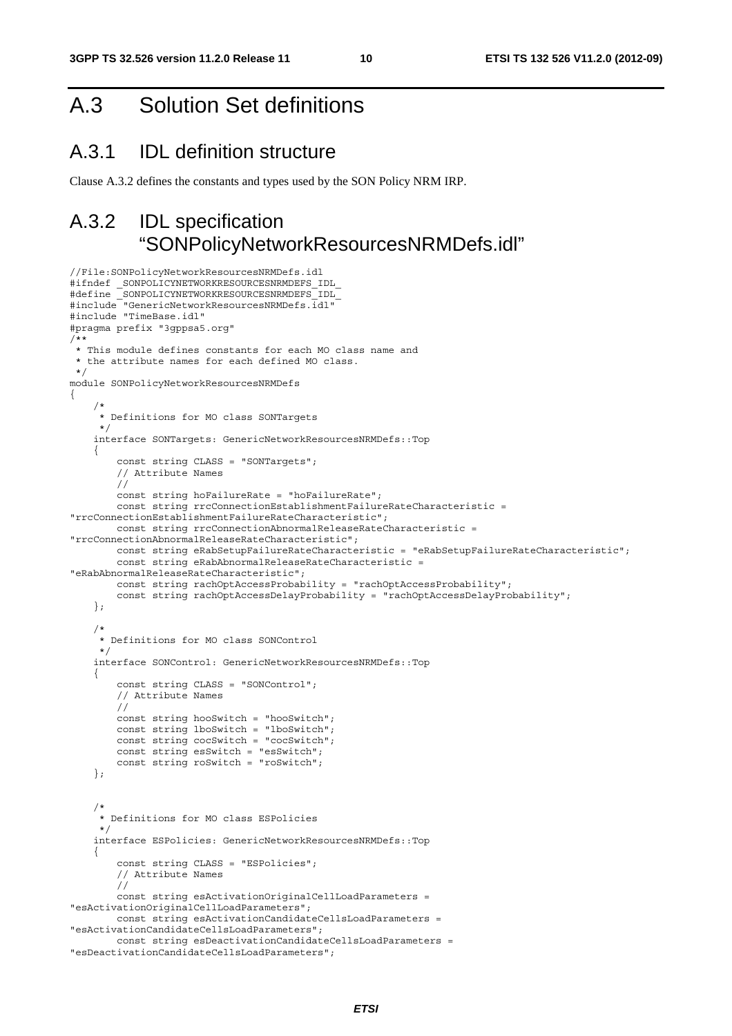# A.3 Solution Set definitions

## A.3.1 IDL definition structure

Clause A.3.2 defines the constants and types used by the SON Policy NRM IRP.

## A.3.2 IDL specification "SONPolicyNetworkResourcesNRMDefs.idl"

```
//File:SONPolicyNetworkResourcesNRMDefs.idl
#ifndef _SONPOLICYNETWORKRESOURCESNRMDEFS_IDL_
#define _SONPOLICYNETWORKRESOURCESNRMDEFS_IDL_
#include "GenericNetworkResourcesNRMDefs.idl"
#include "TimeBase.idl"
#pragma prefix "3gppsa5.org"
/**
 * This module defines constants for each MO class name and
 * the attribute names for each defined MO class.
 */
module SONPolicyNetworkResourcesNRMDefs
{
    /*
     * Definitions for MO class SONTargets
     */
    interface SONTargets: GenericNetworkResourcesNRMDefs::Top
    {
        const string CLASS = "SONTargets";
        // Attribute Names
        //
        const string hoFailureRate = "hoFailureRate";
        const string rrcConnectionEstablishmentFailureRateCharacteristic =
"rrcConnectionEstablishmentFailureRateCharacteristic";
        const string rrcConnectionAbnormalReleaseRateCharacteristic =
"rrcConnectionAbnormalReleaseRateCharacteristic";
        const string eRabSetupFailureRateCharacteristic = "eRabSetupFailureRateCharacteristic";
        const string eRabAbnormalReleaseRateCharacteristic =
"eRabAbnormalReleaseRateCharacteristic";
        const string rachOptAccessProbability = "rachOptAccessProbability";
        const string rachOptAccessDelayProbability = "rachOptAccessDelayProbability";
    };

    /*
     * Definitions for MO class SONControl
     */
    interface SONControl: GenericNetworkResourcesNRMDefs::Top
    {
        const string CLASS = "SONControl";
        // Attribute Names
        //
        const string hooSwitch = "hooSwitch";
        const string lboSwitch = "lboSwitch";
        const string cocSwitch = "cocSwitch";
        const string esSwitch = "esSwitch";
        const string roSwitch = "roSwitch";
    };


    /*
     * Definitions for MO class ESPolicies
     */
    interface ESPolicies: GenericNetworkResourcesNRMDefs::Top
    {
        const string CLASS = "ESPolicies";
        // Attribute Names
        //
        const string esActivationOriginalCellLoadParameters =
"esActivationOriginalCellLoadParameters";
        const string esActivationCandidateCellsLoadParameters =
"esActivationCandidateCellsLoadParameters";
        const string esDeactivationCandidateCellsLoadParameters =
"esDeactivationCandidateCellsLoadParameters";
```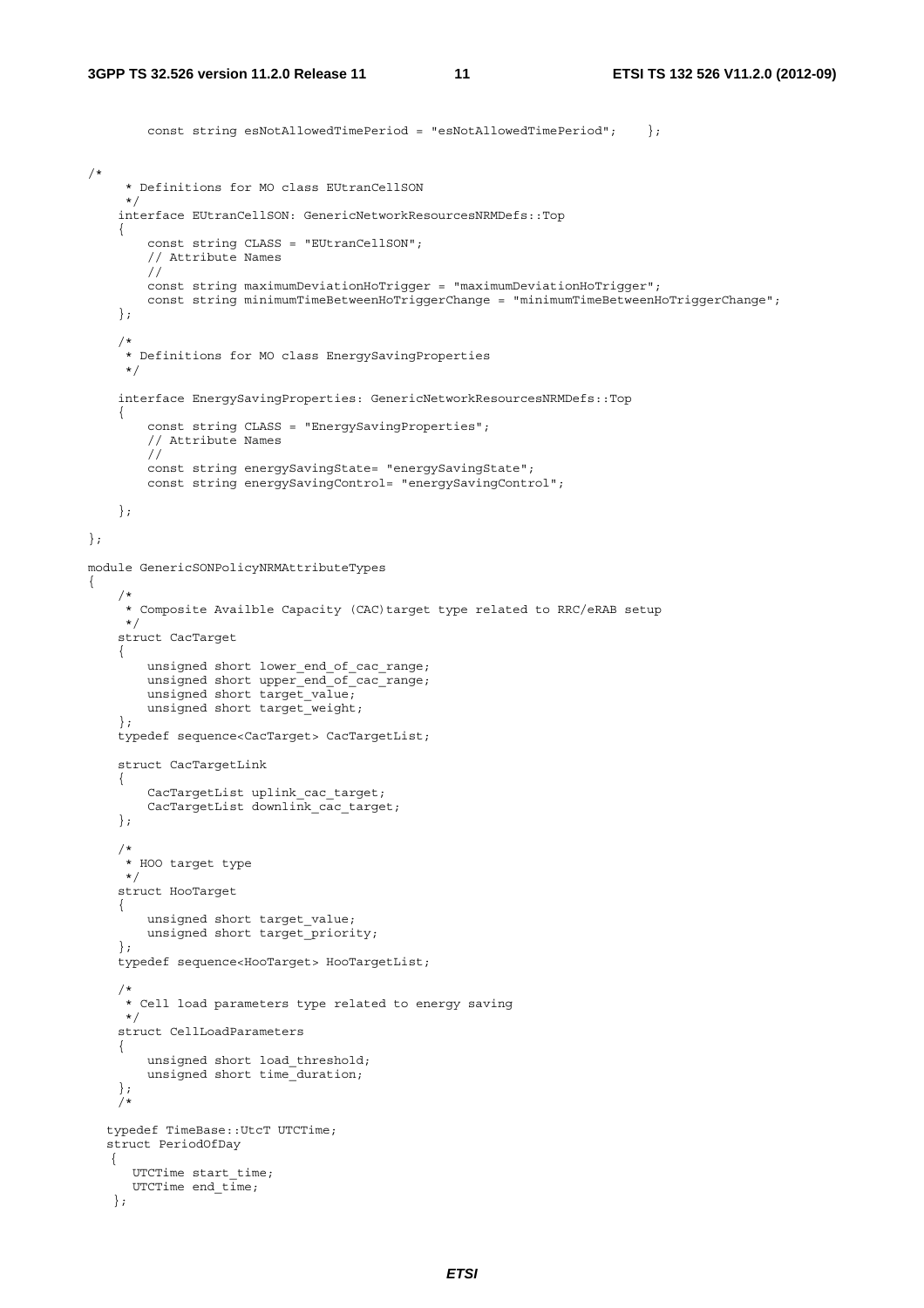```
        const string esNotAllowedTimePeriod = "esNotAllowedTimePeriod";    };


/*
     * Definitions for MO class EUtranCellSON
     */
    interface EUtranCellSON: GenericNetworkResourcesNRMDefs::Top
    {
        const string CLASS = "EUtranCellSON";
        // Attribute Names
        //
        const string maximumDeviationHoTrigger = "maximumDeviationHoTrigger";
        const string minimumTimeBetweenHoTriggerChange = "minimumTimeBetweenHoTriggerChange";
    };

    /*
     * Definitions for MO class EnergySavingProperties
     */

    interface EnergySavingProperties: GenericNetworkResourcesNRMDefs::Top
    {
        const string CLASS = "EnergySavingProperties";
        // Attribute Names
        //
        const string energySavingState= "energySavingState";
        const string energySavingControl= "energySavingControl";

    };

};

module GenericSONPolicyNRMAttributeTypes
{
    /*
     * Composite Availble Capacity (CAC)target type related to RRC/eRAB setup
     */
    struct CacTarget
    {
        unsigned short lower_end_of_cac_range;
        unsigned short upper_end_of_cac_range;
        unsigned short target_value;
        unsigned short target_weight;
    };
    typedef sequence<CacTarget> CacTargetList;

    struct CacTargetLink
    {
        CacTargetList uplink_cac_target;
        CacTargetList downlink_cac_target;
    };

    /*
     * HOO target type
     */
    struct HooTarget
    {
        unsigned short target_value;
        unsigned short target_priority;
    };
    typedef sequence<HooTarget> HooTargetList;

    /*
     * Cell load parameters type related to energy saving
     */
    struct CellLoadParameters
    {
        unsigned short load_threshold;
        unsigned short time_duration;
    };
    /*

   typedef TimeBase::UtcT UTCTime;
   struct PeriodOfDay
    {
      UTCTime start_time;
      UTCTime end_time;
    };
```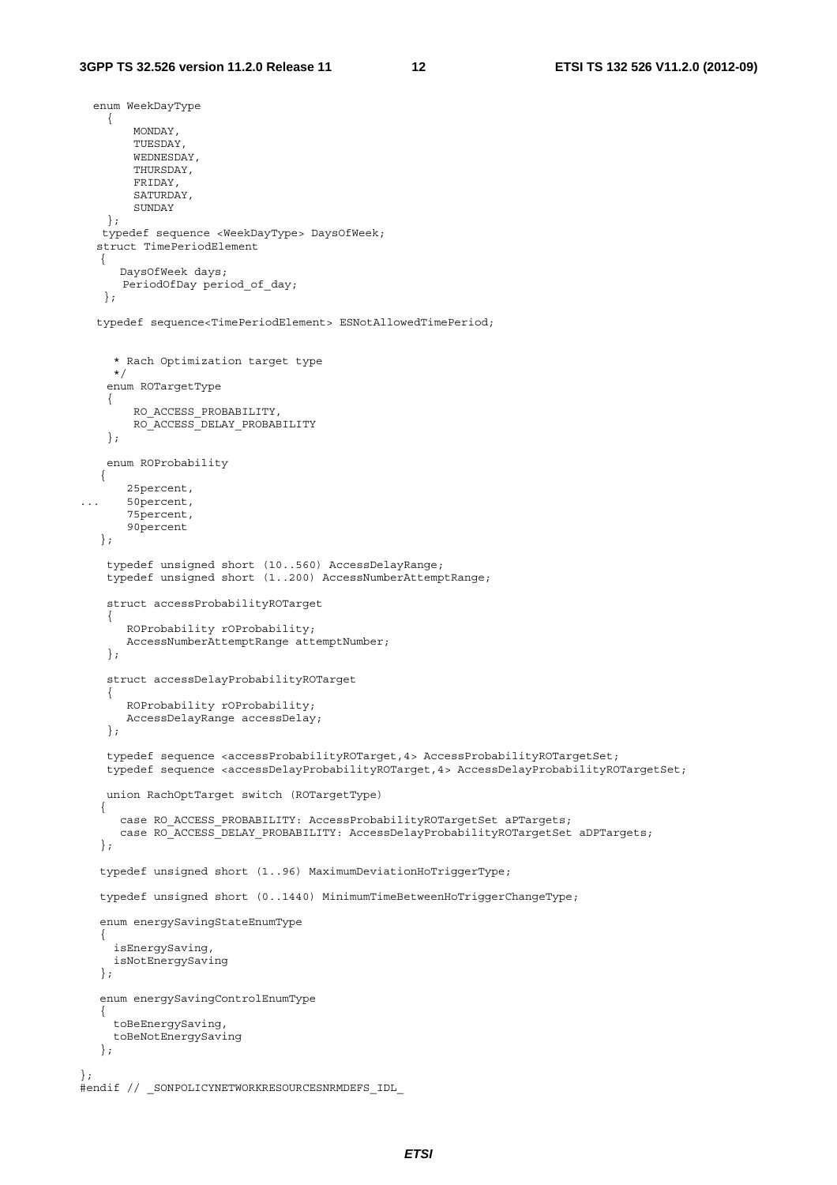```
   enum WeekDayType
     {
         MONDAY,
         TUESDAY,
         WEDNESDAY,
         THURSDAY,
         FRIDAY,
         SATURDAY,
         SUNDAY
     };
    typedef sequence <WeekDayType> DaysOfWeek;
   struct TimePeriodElement
    {
       DaysOfWeek days;
        PeriodOfDay period_of_day;
     };

   typedef sequence<TimePeriodElement> ESNotAllowedTimePeriod;


      * Rach Optimization target type
      */
     enum ROTargetType
     {
         RO_ACCESS_PROBABILITY,
         RO_ACCESS_DELAY_PROBABILITY
     };

     enum ROProbability
    {
        25percent,
...     50percent,
        75percent,
        90percent
    };

     typedef unsigned short (10..560) AccessDelayRange;
     typedef unsigned short (1..200) AccessNumberAttemptRange;

     struct accessProbabilityROTarget
     {
        ROProbability rOProbability;
        AccessNumberAttemptRange attemptNumber;
     };

     struct accessDelayProbabilityROTarget
     {
        ROProbability rOProbability;
        AccessDelayRange accessDelay;
     };

     typedef sequence <accessProbabilityROTarget,4> AccessProbabilityROTargetSet;
     typedef sequence <accessDelayProbabilityROTarget,4> AccessDelayProbabilityROTargetSet;

     union RachOptTarget switch (ROTargetType)
    {
       case RO_ACCESS_PROBABILITY: AccessProbabilityROTargetSet aPTargets;
       case RO_ACCESS_DELAY_PROBABILITY: AccessDelayProbabilityROTargetSet aDPTargets;
    };

    typedef unsigned short (1..96) MaximumDeviationHoTriggerType;

    typedef unsigned short (0..1440) MinimumTimeBetweenHoTriggerChangeType;

    enum energySavingStateEnumType
    {
      isEnergySaving,
      isNotEnergySaving
    };

    enum energySavingControlEnumType
    {
      toBeEnergySaving,
      toBeNotEnergySaving
    };

};
#endif // _SONPOLICYNETWORKRESOURCESNRMDEFS_IDL_
```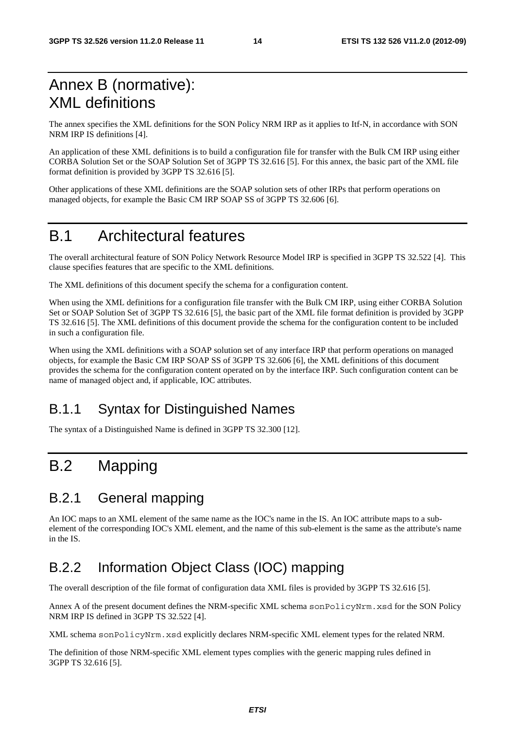# Annex B (normative): XML definitions

The annex specifies the XML definitions for the SON Policy NRM IRP as it applies to Itf-N, in accordance with SON NRM IRP IS definitions [4].

An application of these XML definitions is to build a configuration file for transfer with the Bulk CM IRP using either CORBA Solution Set or the SOAP Solution Set of 3GPP TS 32.616 [5]. For this annex, the basic part of the XML file format definition is provided by 3GPP TS 32.616 [5].

Other applications of these XML definitions are the SOAP solution sets of other IRPs that perform operations on managed objects, for example the Basic CM IRP SOAP SS of 3GPP TS 32.606 [6].

# B.1 Architectural features

The overall architectural feature of SON Policy Network Resource Model IRP is specified in 3GPP TS 32.522 [4]. This clause specifies features that are specific to the XML definitions.

The XML definitions of this document specify the schema for a configuration content.

When using the XML definitions for a configuration file transfer with the Bulk CM IRP, using either CORBA Solution Set or SOAP Solution Set of 3GPP TS 32.616 [5], the basic part of the XML file format definition is provided by 3GPP TS 32.616 [5]. The XML definitions of this document provide the schema for the configuration content to be included in such a configuration file.

When using the XML definitions with a SOAP solution set of any interface IRP that perform operations on managed objects, for example the Basic CM IRP SOAP SS of 3GPP TS 32.606 [6], the XML definitions of this document provides the schema for the configuration content operated on by the interface IRP. Such configuration content can be name of managed object and, if applicable, IOC attributes.

## B.1.1 Syntax for Distinguished Names

The syntax of a Distinguished Name is defined in 3GPP TS 32.300 [12].

# B.2 Mapping

## B.2.1 General mapping

An IOC maps to an XML element of the same name as the IOC's name in the IS. An IOC attribute maps to a sub-element of the corresponding IOC's XML element, and the name of this sub-element is the same as the attribute's name in the IS.

## B.2.2 Information Object Class (IOC) mapping

The overall description of the file format of configuration data XML files is provided by 3GPP TS 32.616 [5].

Annex A of the present document defines the NRM-specific XML schema `sonPolicyNrm.xsd` for the SON Policy NRM IRP IS defined in 3GPP TS 32.522 [4].

XML schema `sonPolicyNrm.xsd` explicitly declares NRM-specific XML element types for the related NRM.

The definition of those NRM-specific XML element types complies with the generic mapping rules defined in 3GPP TS 32.616 [5].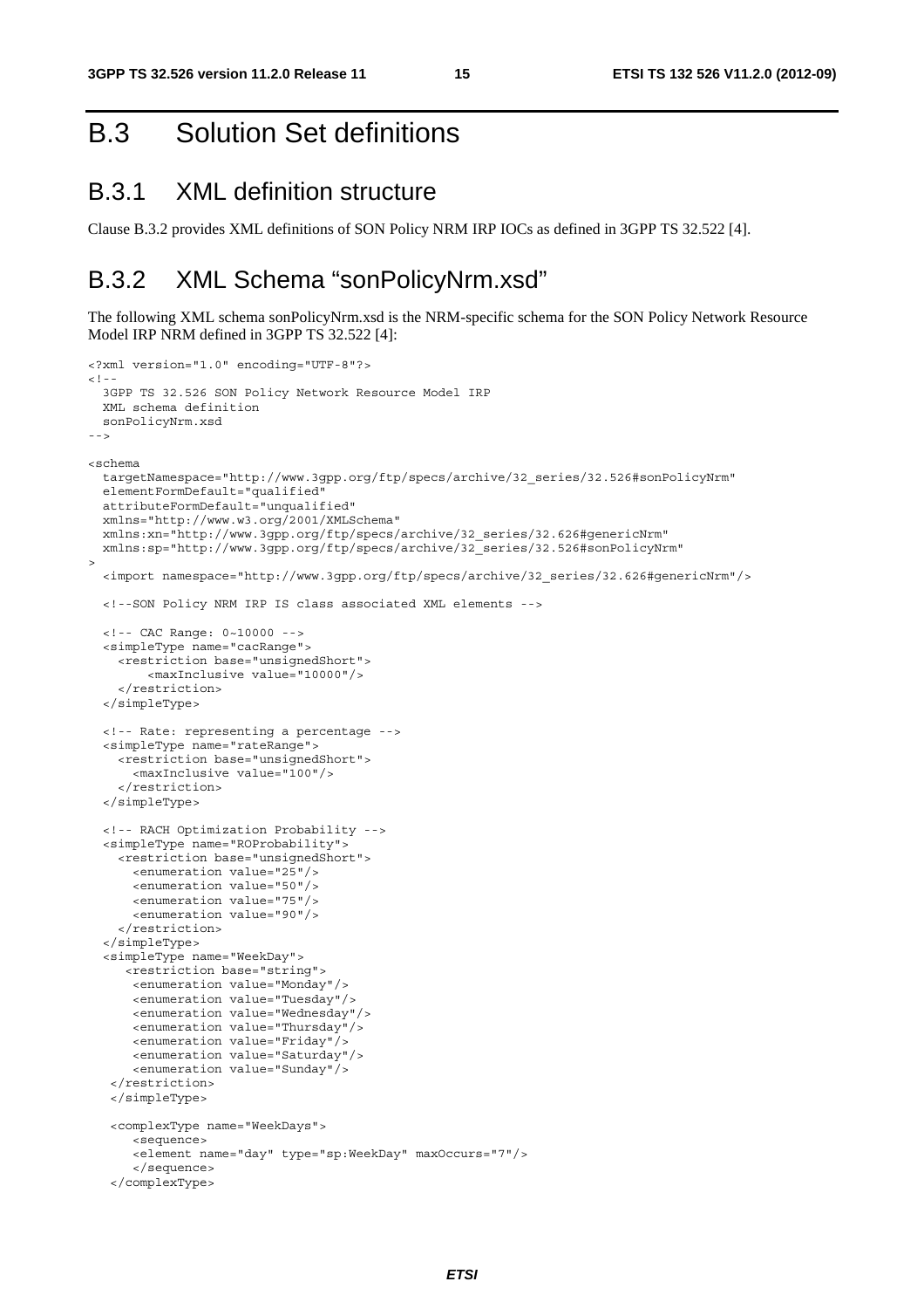# B.3 Solution Set definitions

## B.3.1 XML definition structure

Clause B.3.2 provides XML definitions of SON Policy NRM IRP IOCs as defined in 3GPP TS 32.522 [4].

## B.3.2 XML Schema "sonPolicyNrm.xsd"

The following XML schema sonPolicyNrm.xsd is the NRM-specific schema for the SON Policy Network Resource Model IRP NRM defined in 3GPP TS 32.522 [4]:

```
<?xml version="1.0" encoding="UTF-8"?>
<!--
  3GPP TS 32.526 SON Policy Network Resource Model IRP
  XML schema definition
  sonPolicyNrm.xsd
-->

<schema
  targetNamespace="http://www.3gpp.org/ftp/specs/archive/32_series/32.526#sonPolicyNrm"
  elementFormDefault="qualified"
  attributeFormDefault="unqualified"
  xmlns="http://www.w3.org/2001/XMLSchema"
  xmlns:xn="http://www.3gpp.org/ftp/specs/archive/32_series/32.626#genericNrm"
  xmlns:sp="http://www.3gpp.org/ftp/specs/archive/32_series/32.526#sonPolicyNrm"
>
  <import namespace="http://www.3gpp.org/ftp/specs/archive/32_series/32.626#genericNrm"/>

  <!--SON Policy NRM IRP IS class associated XML elements -->

  <!-- CAC Range: 0~10000 -->
  <simpleType name="cacRange">
    <restriction base="unsignedShort">
        <maxInclusive value="10000"/>
    </restriction>
  </simpleType>

  <!-- Rate: representing a percentage -->
  <simpleType name="rateRange">
    <restriction base="unsignedShort">
      <maxInclusive value="100"/>
    </restriction>
  </simpleType>

  <!-- RACH Optimization Probability -->
  <simpleType name="ROProbability">
    <restriction base="unsignedShort">
      <enumeration value="25"/>
      <enumeration value="50"/>
      <enumeration value="75"/>
      <enumeration value="90"/>
    </restriction>
  </simpleType>
  <simpleType name="WeekDay">
     <restriction base="string">
      <enumeration value="Monday"/>
      <enumeration value="Tuesday"/>
      <enumeration value="Wednesday"/>
      <enumeration value="Thursday"/>
      <enumeration value="Friday"/>
      <enumeration value="Saturday"/>
      <enumeration value="Sunday"/>
   </restriction>
   </simpleType>

   <complexType name="WeekDays">
      <sequence>
      <element name="day" type="sp:WeekDay" maxOccurs="7"/>
      </sequence>
   </complexType>
```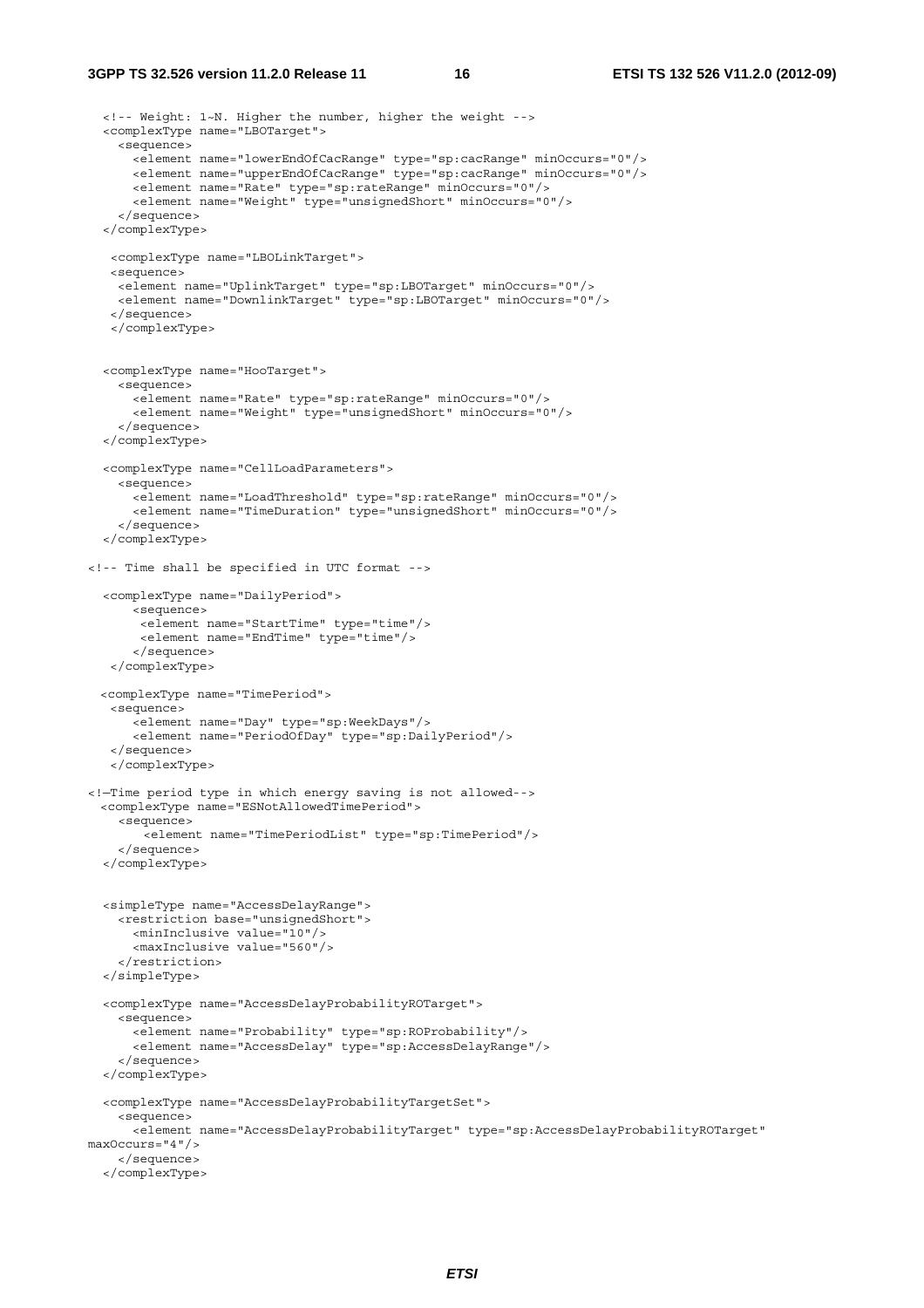```
  <!-- Weight: 1~N. Higher the number, higher the weight -->
  <complexType name="LBOTarget">
    <sequence>
      <element name="lowerEndOfCacRange" type="sp:cacRange" minOccurs="0"/>
      <element name="upperEndOfCacRange" type="sp:cacRange" minOccurs="0"/>
      <element name="Rate" type="sp:rateRange" minOccurs="0"/>
      <element name="Weight" type="unsignedShort" minOccurs="0"/>
    </sequence>
  </complexType>

   <complexType name="LBOLinkTarget">
   <sequence>
    <element name="UplinkTarget" type="sp:LBOTarget" minOccurs="0"/>
    <element name="DownlinkTarget" type="sp:LBOTarget" minOccurs="0"/>
   </sequence>
   </complexType>


  <complexType name="HooTarget">
    <sequence>
      <element name="Rate" type="sp:rateRange" minOccurs="0"/>
      <element name="Weight" type="unsignedShort" minOccurs="0"/>
    </sequence>
  </complexType>

  <complexType name="CellLoadParameters">
    <sequence>
      <element name="LoadThreshold" type="sp:rateRange" minOccurs="0"/>
      <element name="TimeDuration" type="unsignedShort" minOccurs="0"/>
    </sequence>
  </complexType>

<!-- Time shall be specified in UTC format -->

  <complexType name="DailyPeriod">
      <sequence>
       <element name="StartTime" type="time"/>
       <element name="EndTime" type="time"/>
      </sequence>
   </complexType>

  <complexType name="TimePeriod">
   <sequence>
      <element name="Day" type="sp:WeekDays"/>
      <element name="PeriodOfDay" type="sp:DailyPeriod"/>
   </sequence>
   </complexType>

<!—Time period type in which energy saving is not allowed-->
  <complexType name="ESNotAllowedTimePeriod">
    <sequence>
        <element name="TimePeriodList" type="sp:TimePeriod"/>
    </sequence>
  </complexType>


  <simpleType name="AccessDelayRange">
    <restriction base="unsignedShort">
      <minInclusive value="10"/>
      <maxInclusive value="560"/>
    </restriction>
  </simpleType>

  <complexType name="AccessDelayProbabilityROTarget">
    <sequence>
      <element name="Probability" type="sp:ROProbability"/>
      <element name="AccessDelay" type="sp:AccessDelayRange"/>
    </sequence>
  </complexType>

  <complexType name="AccessDelayProbabilityTargetSet">
    <sequence>
      <element name="AccessDelayProbabilityTarget" type="sp:AccessDelayProbabilityROTarget"
maxOccurs="4"/>
    </sequence>
  </complexType>
```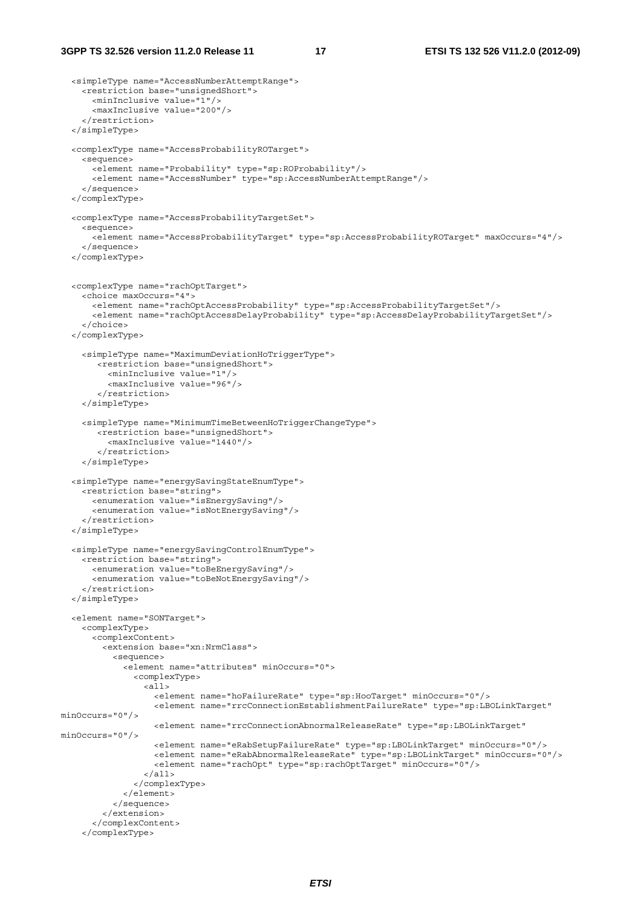```
  <simpleType name="AccessNumberAttemptRange">
    <restriction base="unsignedShort">
      <minInclusive value="1"/>
      <maxInclusive value="200"/>
    </restriction>
  </simpleType>

  <complexType name="AccessProbabilityROTarget">
    <sequence>
      <element name="Probability" type="sp:ROProbability"/>
      <element name="AccessNumber" type="sp:AccessNumberAttemptRange"/>
    </sequence>
  </complexType>

  <complexType name="AccessProbabilityTargetSet">
    <sequence>
      <element name="AccessProbabilityTarget" type="sp:AccessProbabilityROTarget" maxOccurs="4"/>
    </sequence>
  </complexType>


  <complexType name="rachOptTarget">
    <choice maxOccurs="4">
      <element name="rachOptAccessProbability" type="sp:AccessProbabilityTargetSet"/>
      <element name="rachOptAccessDelayProbability" type="sp:AccessDelayProbabilityTargetSet"/>
    </choice>
  </complexType>

    <simpleType name="MaximumDeviationHoTriggerType">
       <restriction base="unsignedShort">
         <minInclusive value="1"/>
         <maxInclusive value="96"/>
       </restriction>
    </simpleType>

    <simpleType name="MinimumTimeBetweenHoTriggerChangeType">
       <restriction base="unsignedShort">
         <maxInclusive value="1440"/>
       </restriction>
    </simpleType>

  <simpleType name="energySavingStateEnumType">
    <restriction base="string">
      <enumeration value="isEnergySaving"/>
      <enumeration value="isNotEnergySaving"/>
    </restriction>
  </simpleType>

  <simpleType name="energySavingControlEnumType">
    <restriction base="string">
      <enumeration value="toBeEnergySaving"/>
      <enumeration value="toBeNotEnergySaving"/>
    </restriction>
  </simpleType>

  <element name="SONTarget">
    <complexType>
      <complexContent>
        <extension base="xn:NrmClass">
          <sequence>
            <element name="attributes" minOccurs="0">
              <complexType>
                <all>
                  <element name="hoFailureRate" type="sp:HooTarget" minOccurs="0"/>
                  <element name="rrcConnectionEstablishmentFailureRate" type="sp:LBOLinkTarget"
minOccurs="0"/>
                  <element name="rrcConnectionAbnormalReleaseRate" type="sp:LBOLinkTarget"
minOccurs="0"/>
                  <element name="eRabSetupFailureRate" type="sp:LBOLinkTarget" minOccurs="0"/>
                  <element name="eRabAbnormalReleaseRate" type="sp:LBOLinkTarget" minOccurs="0"/>
                  <element name="rachOpt" type="sp:rachOptTarget" minOccurs="0"/>
                </all>
              </complexType>
            </element>
          </sequence>
        </extension>
      </complexContent>
    </complexType>
```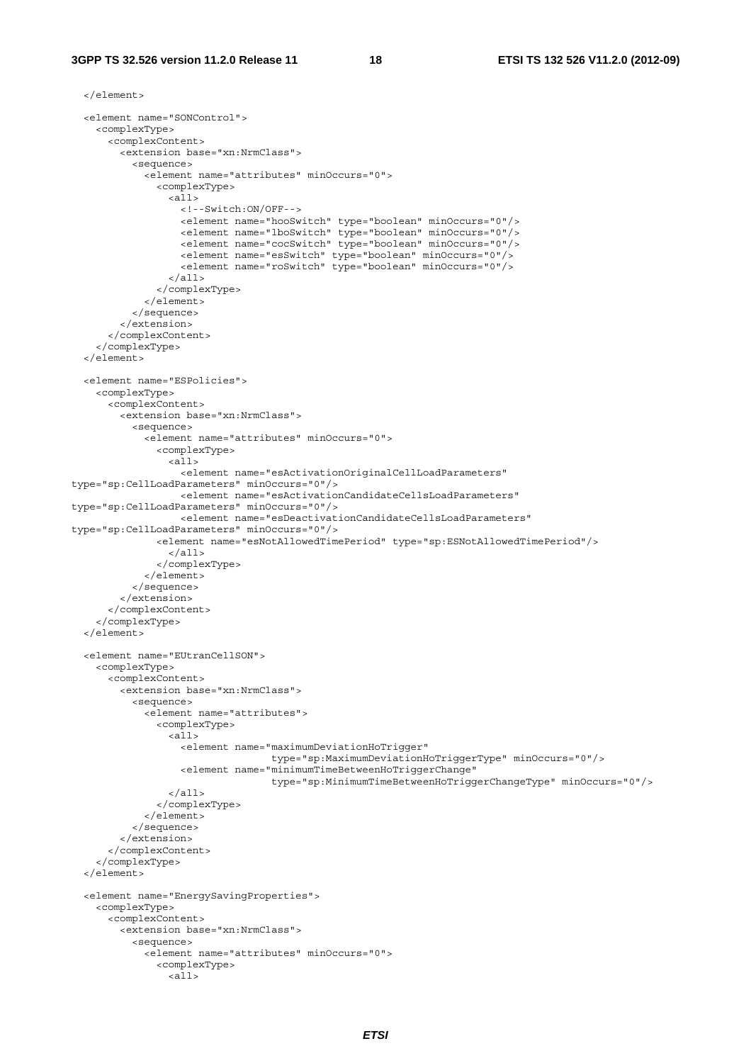```
  </element>

  <element name="SONControl">
    <complexType>
      <complexContent>
        <extension base="xn:NrmClass">
          <sequence>
            <element name="attributes" minOccurs="0">
              <complexType>
                <all>
                  <!--Switch:ON/OFF-->
                  <element name="hooSwitch" type="boolean" minOccurs="0"/>
                  <element name="lboSwitch" type="boolean" minOccurs="0"/>
                  <element name="cocSwitch" type="boolean" minOccurs="0"/>
                  <element name="esSwitch" type="boolean" minOccurs="0"/>
                  <element name="roSwitch" type="boolean" minOccurs="0"/>
                </all>
              </complexType>
            </element>
          </sequence>
        </extension>
      </complexContent>
    </complexType>
  </element>

  <element name="ESPolicies">
    <complexType>
      <complexContent>
        <extension base="xn:NrmClass">
          <sequence>
            <element name="attributes" minOccurs="0">
              <complexType>
                <all>
                  <element name="esActivationOriginalCellLoadParameters"
type="sp:CellLoadParameters" minOccurs="0"/>
                  <element name="esActivationCandidateCellsLoadParameters"
type="sp:CellLoadParameters" minOccurs="0"/>
                  <element name="esDeactivationCandidateCellsLoadParameters"
type="sp:CellLoadParameters" minOccurs="0"/>
              <element name="esNotAllowedTimePeriod" type="sp:ESNotAllowedTimePeriod"/>
                </all>
              </complexType>
            </element>
          </sequence>
        </extension>
      </complexContent>
    </complexType>
  </element>

  <element name="EUtranCellSON">
    <complexType>
      <complexContent>
        <extension base="xn:NrmClass">
          <sequence>
            <element name="attributes">
              <complexType>
                <all>
                  <element name="maximumDeviationHoTrigger"
                                type="sp:MaximumDeviationHoTriggerType" minOccurs="0"/>
                  <element name="minimumTimeBetweenHoTriggerChange"
                                type="sp:MinimumTimeBetweenHoTriggerChangeType" minOccurs="0"/>
                </all>
              </complexType>
            </element>
          </sequence>
        </extension>
      </complexContent>
    </complexType>
  </element>

  <element name="EnergySavingProperties">
    <complexType>
      <complexContent>
        <extension base="xn:NrmClass">
          <sequence>
            <element name="attributes" minOccurs="0">
              <complexType>
                <all>
```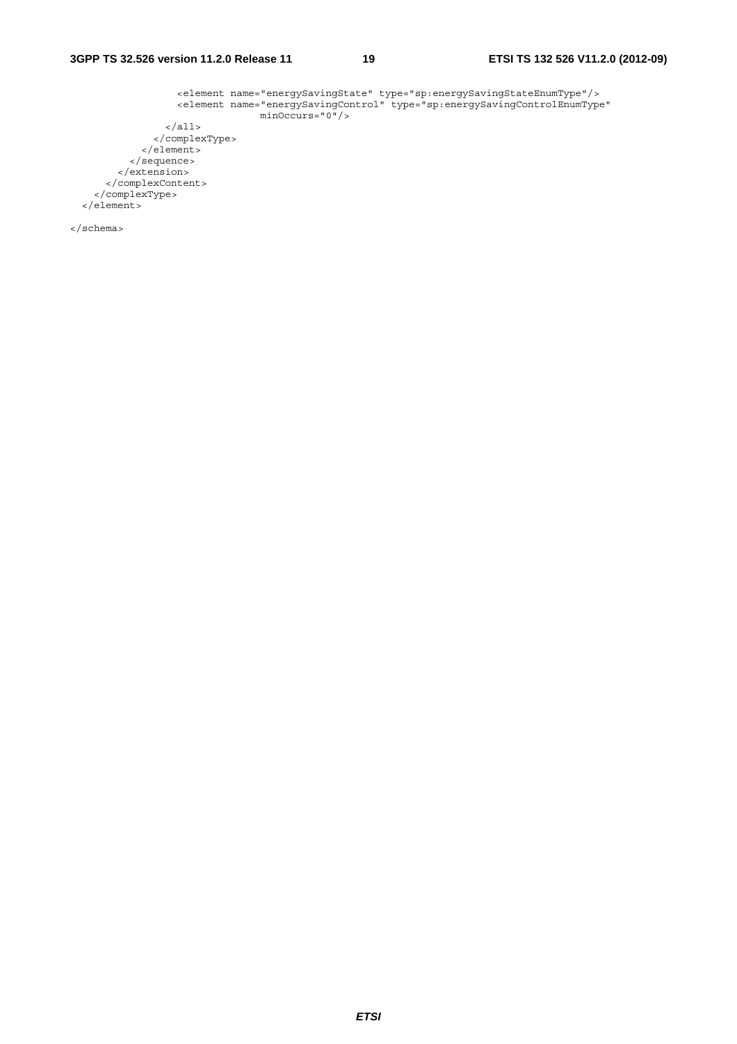```
                  <element name="energySavingState" type="sp:energySavingStateEnumType"/>
                  <element name="energySavingControl" type="sp:energySavingControlEnumType"
                                minOccurs="0"/>
                </all>
              </complexType>
            </element>
          </sequence>
        </extension>
      </complexContent>
    </complexType>
  </element>

</schema>
```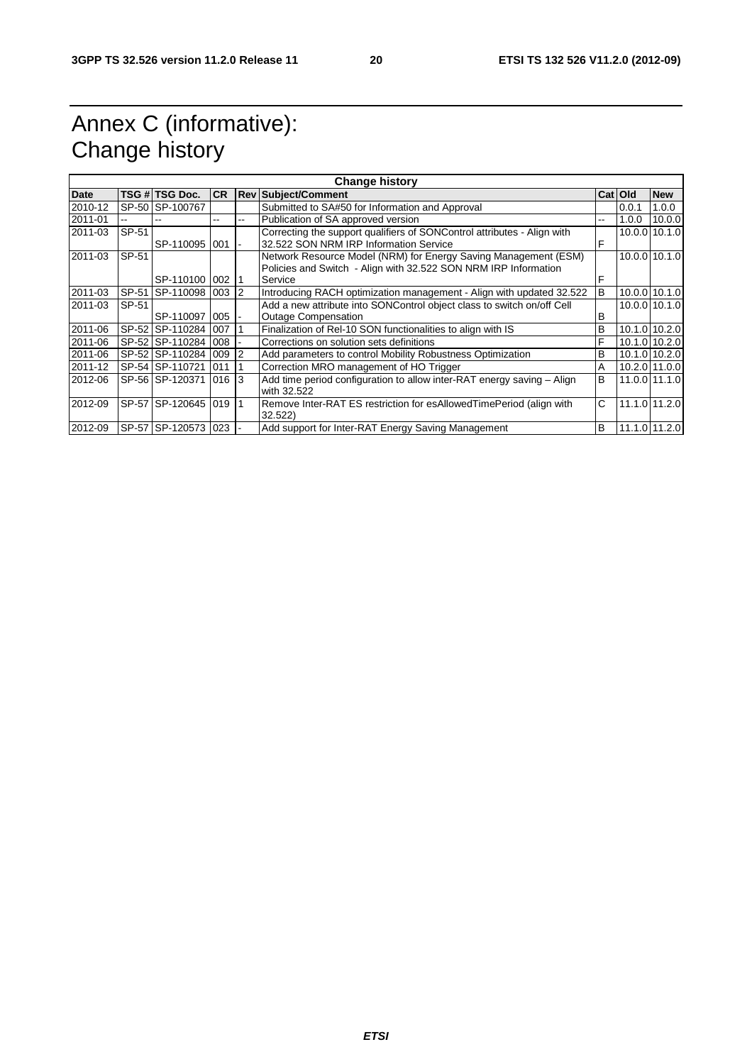# Annex C (informative): Change history

| Change history | | | | | | | | |
|---|---|---|---|---|---|---|---|---|
| **Date** | **TSG #** | **TSG Doc.** | **CR** | **Rev** | **Subject/Comment** | **Cat** | **Old** | **New** |
| 2010-12 | SP-50 | SP-100767 | | | Submitted to SA#50 for Information and Approval | | 0.0.1 | 1.0.0 |
| 2011-01 | -- | -- | -- | -- | Publication of SA approved version | -- | 1.0.0 | 10.0.0 |
| 2011-03 | SP-51 | SP-110095 | 001 | - | Correcting the support qualifiers of SONControl attributes - Align with 32.522 SON NRM IRP Information Service | F | 10.0.0 | 10.1.0 |
| 2011-03 | SP-51 | SP-110100 | 002 | 1 | Network Resource Model (NRM) for Energy Saving Management (ESM) Policies and Switch - Align with 32.522 SON NRM IRP Information Service | F | 10.0.0 | 10.1.0 |
| 2011-03 | SP-51 | SP-110098 | 003 | 2 | Introducing RACH optimization management - Align with updated 32.522 | B | 10.0.0 | 10.1.0 |
| 2011-03 | SP-51 | SP-110097 | 005 | - | Add a new attribute into SONControl object class to switch on/off Cell Outage Compensation | B | 10.0.0 | 10.1.0 |
| 2011-06 | SP-52 | SP-110284 | 007 | 1 | Finalization of Rel-10 SON functionalities to align with IS | B | 10.1.0 | 10.2.0 |
| 2011-06 | SP-52 | SP-110284 | 008 | - | Corrections on solution sets definitions | F | 10.1.0 | 10.2.0 |
| 2011-06 | SP-52 | SP-110284 | 009 | 2 | Add parameters to control Mobility Robustness Optimization | B | 10.1.0 | 10.2.0 |
| 2011-12 | SP-54 | SP-110721 | 011 | 1 | Correction MRO management of HO Trigger | A | 10.2.0 | 11.0.0 |
| 2012-06 | SP-56 | SP-120371 | 016 | 3 | Add time period configuration to allow inter-RAT energy saving – Align with 32.522 | B | 11.0.0 | 11.1.0 |
| 2012-09 | SP-57 | SP-120645 | 019 | 1 | Remove Inter-RAT ES restriction for esAllowedTimePeriod (align with 32.522) | C | 11.1.0 | 11.2.0 |
| 2012-09 | SP-57 | SP-120573 | 023 | - | Add support for Inter-RAT Energy Saving Management | B | 11.1.0 | 11.2.0 |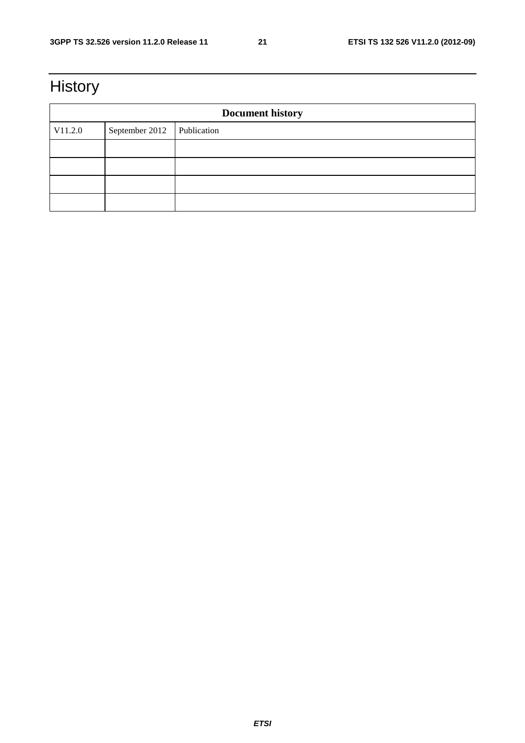# History

| Document history | | |
|---|---|---|
| V11.2.0 | September 2012 | Publication |
| | | |
| | | |
| | | |
| | | |